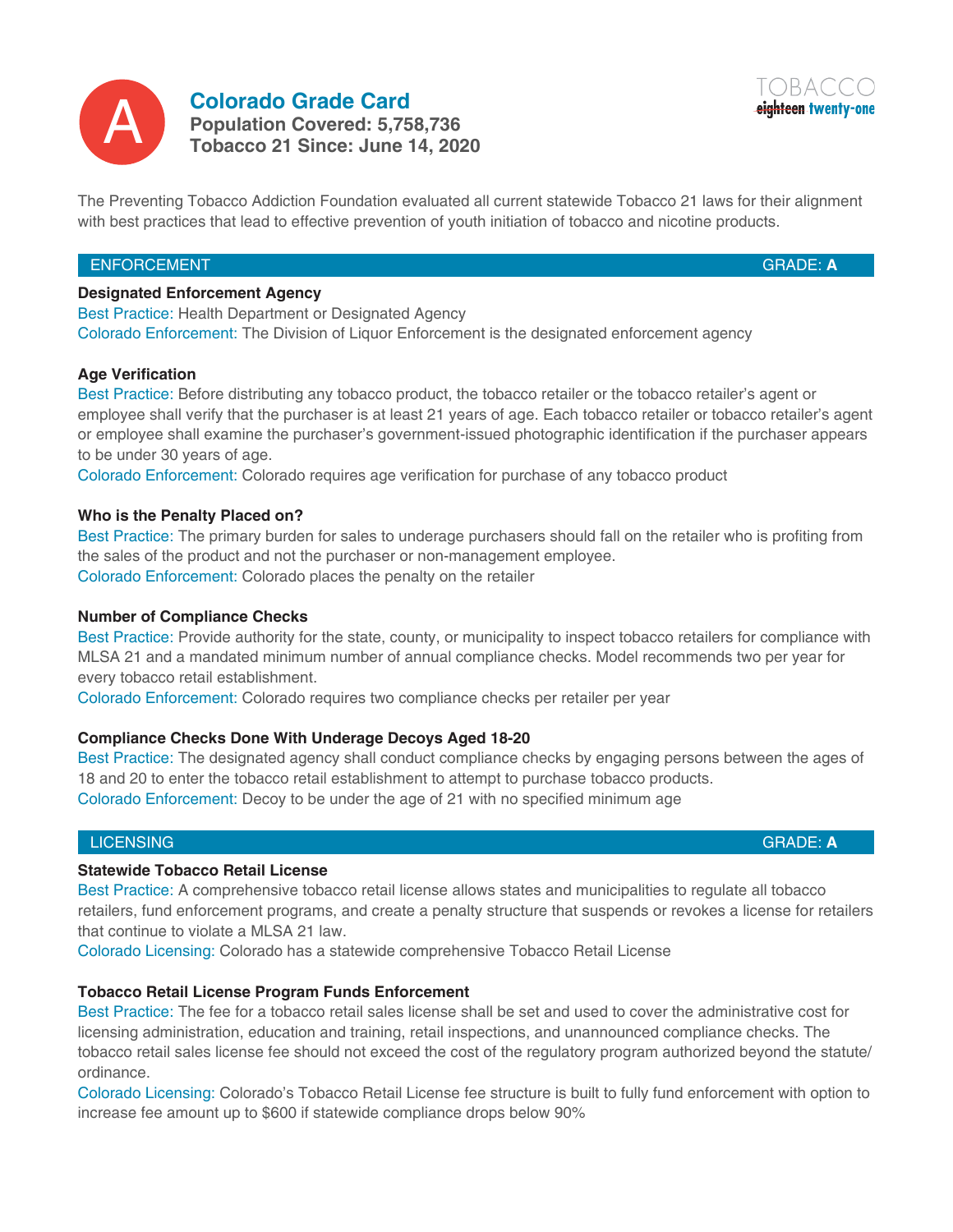# Colorado Grade Card

**Grade: A**

**Population Covered: 5,758,736**
**Tobacco 21 Since: June 14, 2020**

TOBACCO ~~eighteen~~ twenty-one

The Preventing Tobacco Addiction Foundation evaluated all current statewide Tobacco 21 laws for their alignment with best practices that lead to effective prevention of youth initiation of tobacco and nicotine products.

## ENFORCEMENT — GRADE: A

**Designated Enforcement Agency**
Best Practice: Health Department or Designated Agency
Colorado Enforcement: The Division of Liquor Enforcement is the designated enforcement agency

**Age Verification**
Best Practice: Before distributing any tobacco product, the tobacco retailer or the tobacco retailer's agent or employee shall verify that the purchaser is at least 21 years of age. Each tobacco retailer or tobacco retailer's agent or employee shall examine the purchaser's government-issued photographic identification if the purchaser appears to be under 30 years of age.
Colorado Enforcement: Colorado requires age verification for purchase of any tobacco product

**Who is the Penalty Placed on?**
Best Practice: The primary burden for sales to underage purchasers should fall on the retailer who is profiting from the sales of the product and not the purchaser or non-management employee.
Colorado Enforcement: Colorado places the penalty on the retailer

**Number of Compliance Checks**
Best Practice: Provide authority for the state, county, or municipality to inspect tobacco retailers for compliance with MLSA 21 and a mandated minimum number of annual compliance checks. Model recommends two per year for every tobacco retail establishment.
Colorado Enforcement: Colorado requires two compliance checks per retailer per year

**Compliance Checks Done With Underage Decoys Aged 18-20**
Best Practice: The designated agency shall conduct compliance checks by engaging persons between the ages of 18 and 20 to enter the tobacco retail establishment to attempt to purchase tobacco products.
Colorado Enforcement: Decoy to be under the age of 21 with no specified minimum age

## LICENSING — GRADE: A

**Statewide Tobacco Retail License**
Best Practice: A comprehensive tobacco retail license allows states and municipalities to regulate all tobacco retailers, fund enforcement programs, and create a penalty structure that suspends or revokes a license for retailers that continue to violate a MLSA 21 law.
Colorado Licensing: Colorado has a statewide comprehensive Tobacco Retail License

**Tobacco Retail License Program Funds Enforcement**
Best Practice: The fee for a tobacco retail sales license shall be set and used to cover the administrative cost for licensing administration, education and training, retail inspections, and unannounced compliance checks. The tobacco retail sales license fee should not exceed the cost of the regulatory program authorized beyond the statute/ordinance.
Colorado Licensing: Colorado's Tobacco Retail License fee structure is built to fully fund enforcement with option to increase fee amount up to $600 if statewide compliance drops below 90%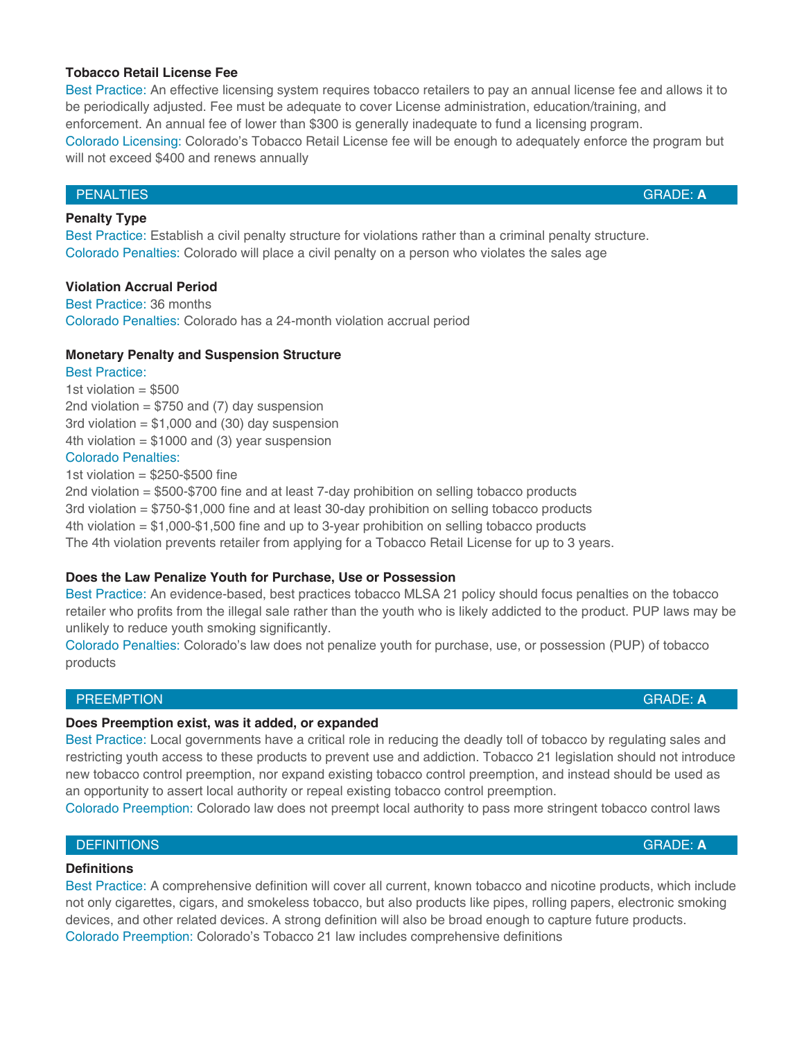**Tobacco Retail License Fee**

Best Practice: An effective licensing system requires tobacco retailers to pay an annual license fee and allows it to be periodically adjusted. Fee must be adequate to cover License administration, education/training, and enforcement. An annual fee of lower than $300 is generally inadequate to fund a licensing program.

Colorado Licensing: Colorado's Tobacco Retail License fee will be enough to adequately enforce the program but will not exceed $400 and renews annually

## PENALTIES — GRADE: **A**

**Penalty Type**

Best Practice: Establish a civil penalty structure for violations rather than a criminal penalty structure.

Colorado Penalties: Colorado will place a civil penalty on a person who violates the sales age

**Violation Accrual Period**

Best Practice: 36 months

Colorado Penalties: Colorado has a 24-month violation accrual period

**Monetary Penalty and Suspension Structure**

Best Practice:

1st violation = $500
2nd violation = $750 and (7) day suspension
3rd violation = $1,000 and (30) day suspension
4th violation = $1000 and (3) year suspension

Colorado Penalties:

1st violation = $250-$500 fine
2nd violation = $500-$700 fine and at least 7-day prohibition on selling tobacco products
3rd violation = $750-$1,000 fine and at least 30-day prohibition on selling tobacco products
4th violation = $1,000-$1,500 fine and up to 3-year prohibition on selling tobacco products
The 4th violation prevents retailer from applying for a Tobacco Retail License for up to 3 years.

**Does the Law Penalize Youth for Purchase, Use or Possession**

Best Practice: An evidence-based, best practices tobacco MLSA 21 policy should focus penalties on the tobacco retailer who profits from the illegal sale rather than the youth who is likely addicted to the product. PUP laws may be unlikely to reduce youth smoking significantly.

Colorado Penalties: Colorado's law does not penalize youth for purchase, use, or possession (PUP) of tobacco products

## PREEMPTION — GRADE: **A**

**Does Preemption exist, was it added, or expanded**

Best Practice: Local governments have a critical role in reducing the deadly toll of tobacco by regulating sales and restricting youth access to these products to prevent use and addiction. Tobacco 21 legislation should not introduce new tobacco control preemption, nor expand existing tobacco control preemption, and instead should be used as an opportunity to assert local authority or repeal existing tobacco control preemption.

Colorado Preemption: Colorado law does not preempt local authority to pass more stringent tobacco control laws

## DEFINITIONS — GRADE: **A**

**Definitions**

Best Practice: A comprehensive definition will cover all current, known tobacco and nicotine products, which include not only cigarettes, cigars, and smokeless tobacco, but also products like pipes, rolling papers, electronic smoking devices, and other related devices. A strong definition will also be broad enough to capture future products.

Colorado Preemption: Colorado's Tobacco 21 law includes comprehensive definitions